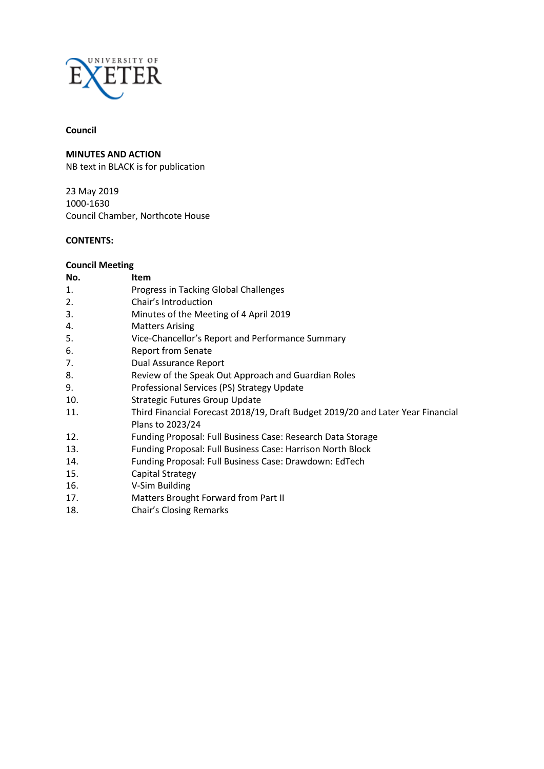UNIVERSITY OF EXETER

**Council**

**MINUTES AND ACTION**
NB text in BLACK is for publication

23 May 2019
1000-1630
Council Chamber, Northcote House

**CONTENTS:**

**Council Meeting**

| No. | Item |
|---|---|
| 1. | Progress in Tacking Global Challenges |
| 2. | Chair's Introduction |
| 3. | Minutes of the Meeting of 4 April 2019 |
| 4. | Matters Arising |
| 5. | Vice-Chancellor's Report and Performance Summary |
| 6. | Report from Senate |
| 7. | Dual Assurance Report |
| 8. | Review of the Speak Out Approach and Guardian Roles |
| 9. | Professional Services (PS) Strategy Update |
| 10. | Strategic Futures Group Update |
| 11. | Third Financial Forecast 2018/19, Draft Budget 2019/20 and Later Year Financial Plans to 2023/24 |
| 12. | Funding Proposal: Full Business Case: Research Data Storage |
| 13. | Funding Proposal: Full Business Case: Harrison North Block |
| 14. | Funding Proposal: Full Business Case: Drawdown: EdTech |
| 15. | Capital Strategy |
| 16. | V-Sim Building |
| 17. | Matters Brought Forward from Part II |
| 18. | Chair's Closing Remarks |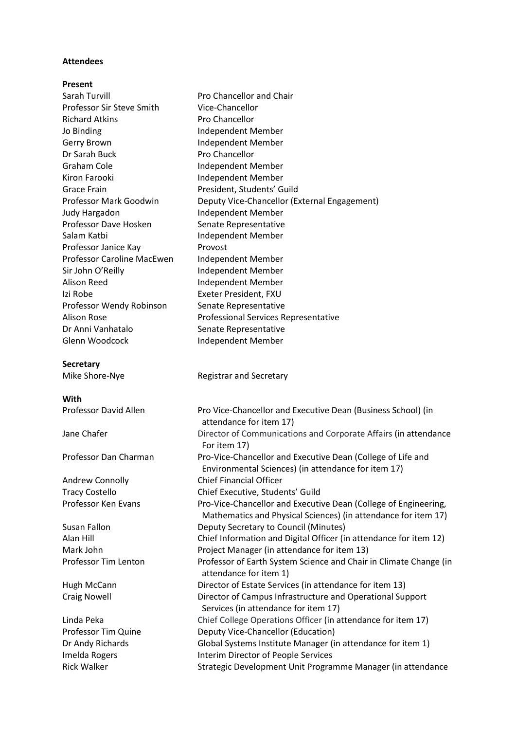**Attendees**

**Present**

| | |
|---|---|
| Sarah Turvill | Pro Chancellor and Chair |
| Professor Sir Steve Smith | Vice-Chancellor |
| Richard Atkins | Pro Chancellor |
| Jo Binding | Independent Member |
| Gerry Brown | Independent Member |
| Dr Sarah Buck | Pro Chancellor |
| Graham Cole | Independent Member |
| Kiron Farooki | Independent Member |
| Grace Frain | President, Students' Guild |
| Professor Mark Goodwin | Deputy Vice-Chancellor (External Engagement) |
| Judy Hargadon | Independent Member |
| Professor Dave Hosken | Senate Representative |
| Salam Katbi | Independent Member |
| Professor Janice Kay | Provost |
| Professor Caroline MacEwen | Independent Member |
| Sir John O'Reilly | Independent Member |
| Alison Reed | Independent Member |
| Izi Robe | Exeter President, FXU |
| Professor Wendy Robinson | Senate Representative |
| Alison Rose | Professional Services Representative |
| Dr Anni Vanhatalo | Senate Representative |
| Glenn Woodcock | Independent Member |

**Secretary**

| | |
|---|---|
| Mike Shore-Nye | Registrar and Secretary |

**With**

| | |
|---|---|
| Professor David Allen | Pro Vice-Chancellor and Executive Dean (Business School) (in attendance for item 17) |
| Jane Chafer | Director of Communications and Corporate Affairs (in attendance For item 17) |
| Professor Dan Charman | Pro-Vice-Chancellor and Executive Dean (College of Life and Environmental Sciences) (in attendance for item 17) |
| Andrew Connolly | Chief Financial Officer |
| Tracy Costello | Chief Executive, Students' Guild |
| Professor Ken Evans | Pro-Vice-Chancellor and Executive Dean (College of Engineering, Mathematics and Physical Sciences) (in attendance for item 17) |
| Susan Fallon | Deputy Secretary to Council (Minutes) |
| Alan Hill | Chief Information and Digital Officer (in attendance for item 12) |
| Mark John | Project Manager (in attendance for item 13) |
| Professor Tim Lenton | Professor of Earth System Science and Chair in Climate Change (in attendance for item 1) |
| Hugh McCann | Director of Estate Services (in attendance for item 13) |
| Craig Nowell | Director of Campus Infrastructure and Operational Support Services (in attendance for item 17) |
| Linda Peka | Chief College Operations Officer (in attendance for item 17) |
| Professor Tim Quine | Deputy Vice-Chancellor (Education) |
| Dr Andy Richards | Global Systems Institute Manager (in attendance for item 1) |
| Imelda Rogers | Interim Director of People Services |
| Rick Walker | Strategic Development Unit Programme Manager (in attendance |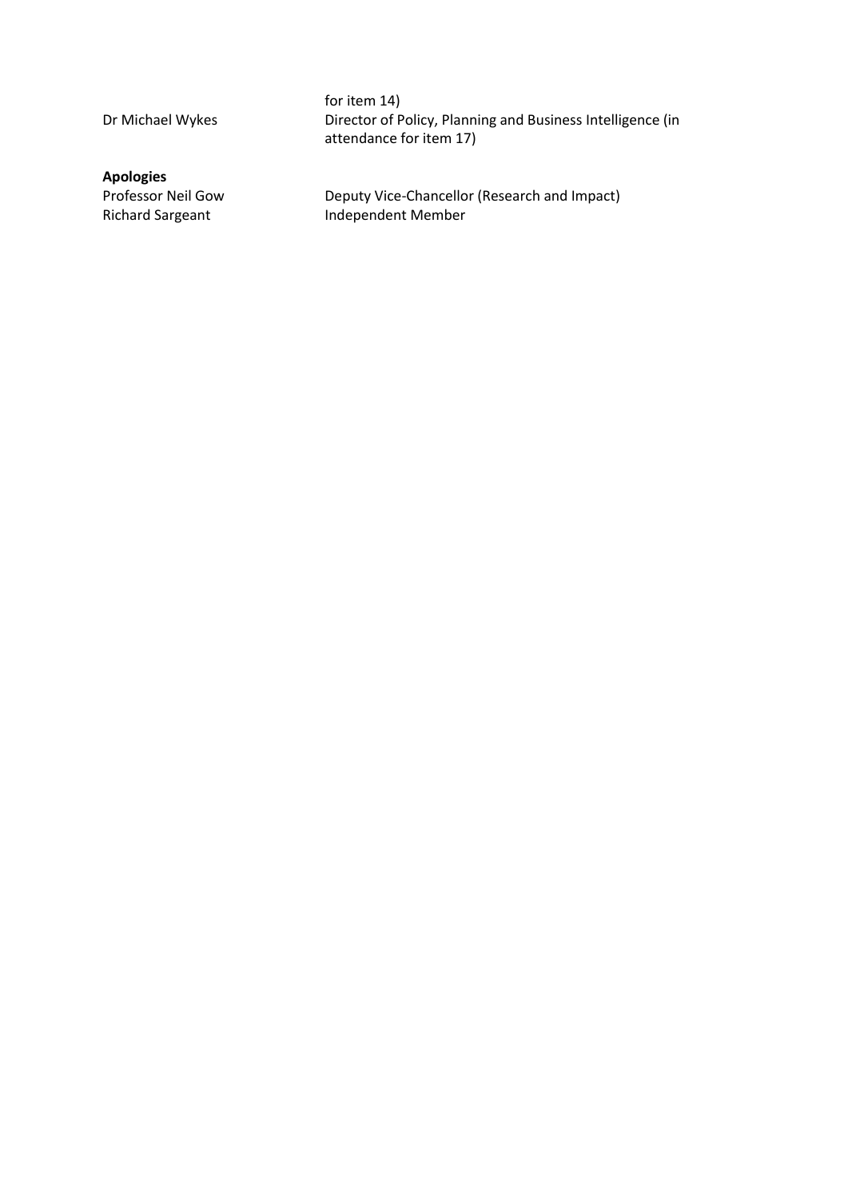| | |
|---|---|
| | for item 14) |
| Dr Michael Wykes | Director of Policy, Planning and Business Intelligence (in attendance for item 17) |

**Apologies**

| | |
|---|---|
| Professor Neil Gow | Deputy Vice-Chancellor (Research and Impact) |
| Richard Sargeant | Independent Member |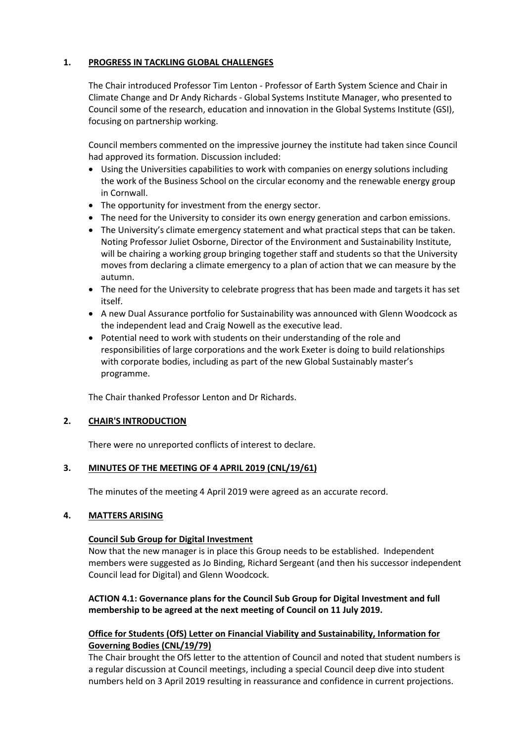## 1. PROGRESS IN TACKLING GLOBAL CHALLENGES

The Chair introduced Professor Tim Lenton - Professor of Earth System Science and Chair in Climate Change and Dr Andy Richards - Global Systems Institute Manager, who presented to Council some of the research, education and innovation in the Global Systems Institute (GSI), focusing on partnership working.

Council members commented on the impressive journey the institute had taken since Council had approved its formation. Discussion included:

- Using the Universities capabilities to work with companies on energy solutions including the work of the Business School on the circular economy and the renewable energy group in Cornwall.
- The opportunity for investment from the energy sector.
- The need for the University to consider its own energy generation and carbon emissions.
- The University's climate emergency statement and what practical steps that can be taken. Noting Professor Juliet Osborne, Director of the Environment and Sustainability Institute, will be chairing a working group bringing together staff and students so that the University moves from declaring a climate emergency to a plan of action that we can measure by the autumn.
- The need for the University to celebrate progress that has been made and targets it has set itself.
- A new Dual Assurance portfolio for Sustainability was announced with Glenn Woodcock as the independent lead and Craig Nowell as the executive lead.
- Potential need to work with students on their understanding of the role and responsibilities of large corporations and the work Exeter is doing to build relationships with corporate bodies, including as part of the new Global Sustainably master's programme.

The Chair thanked Professor Lenton and Dr Richards.

## 2. CHAIR'S INTRODUCTION

There were no unreported conflicts of interest to declare.

## 3. MINUTES OF THE MEETING OF 4 APRIL 2019 (CNL/19/61)

The minutes of the meeting 4 April 2019 were agreed as an accurate record.

## 4. MATTERS ARISING

**Council Sub Group for Digital Investment**

Now that the new manager is in place this Group needs to be established. Independent members were suggested as Jo Binding, Richard Sergeant (and then his successor independent Council lead for Digital) and Glenn Woodcock.

**ACTION 4.1: Governance plans for the Council Sub Group for Digital Investment and full membership to be agreed at the next meeting of Council on 11 July 2019.**

**Office for Students (OfS) Letter on Financial Viability and Sustainability, Information for Governing Bodies (CNL/19/79)**

The Chair brought the OfS letter to the attention of Council and noted that student numbers is a regular discussion at Council meetings, including a special Council deep dive into student numbers held on 3 April 2019 resulting in reassurance and confidence in current projections.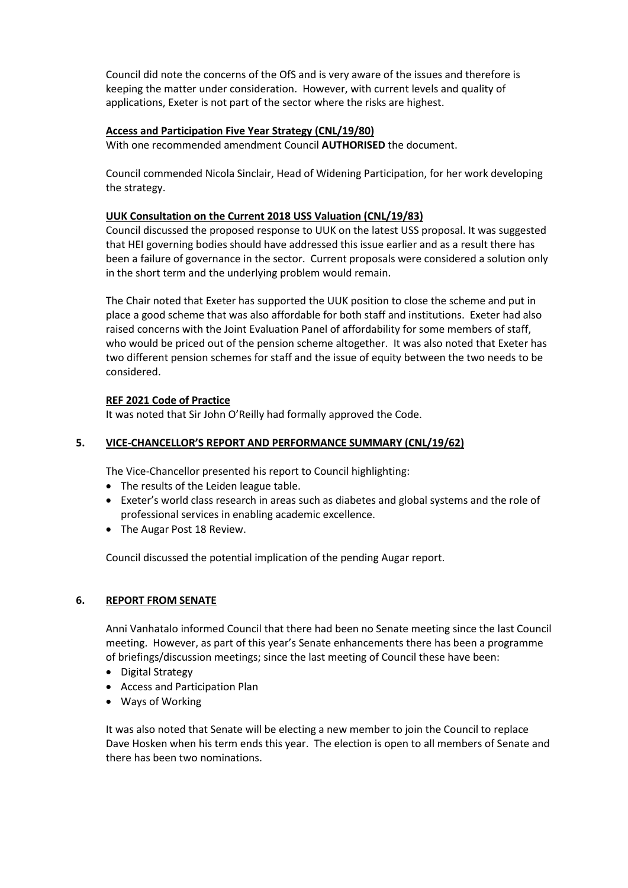Council did note the concerns of the OfS and is very aware of the issues and therefore is keeping the matter under consideration. However, with current levels and quality of applications, Exeter is not part of the sector where the risks are highest.

**Access and Participation Five Year Strategy (CNL/19/80)**

With one recommended amendment Council **AUTHORISED** the document.

Council commended Nicola Sinclair, Head of Widening Participation, for her work developing the strategy.

**UUK Consultation on the Current 2018 USS Valuation (CNL/19/83)**

Council discussed the proposed response to UUK on the latest USS proposal. It was suggested that HEI governing bodies should have addressed this issue earlier and as a result there has been a failure of governance in the sector. Current proposals were considered a solution only in the short term and the underlying problem would remain.

The Chair noted that Exeter has supported the UUK position to close the scheme and put in place a good scheme that was also affordable for both staff and institutions. Exeter had also raised concerns with the Joint Evaluation Panel of affordability for some members of staff, who would be priced out of the pension scheme altogether. It was also noted that Exeter has two different pension schemes for staff and the issue of equity between the two needs to be considered.

**REF 2021 Code of Practice**

It was noted that Sir John O'Reilly had formally approved the Code.

## 5. VICE-CHANCELLOR'S REPORT AND PERFORMANCE SUMMARY (CNL/19/62)

The Vice-Chancellor presented his report to Council highlighting:

- The results of the Leiden league table.
- Exeter's world class research in areas such as diabetes and global systems and the role of professional services in enabling academic excellence.
- The Augar Post 18 Review.

Council discussed the potential implication of the pending Augar report.

## 6. REPORT FROM SENATE

Anni Vanhatalo informed Council that there had been no Senate meeting since the last Council meeting. However, as part of this year's Senate enhancements there has been a programme of briefings/discussion meetings; since the last meeting of Council these have been:

- Digital Strategy
- Access and Participation Plan
- Ways of Working

It was also noted that Senate will be electing a new member to join the Council to replace Dave Hosken when his term ends this year. The election is open to all members of Senate and there has been two nominations.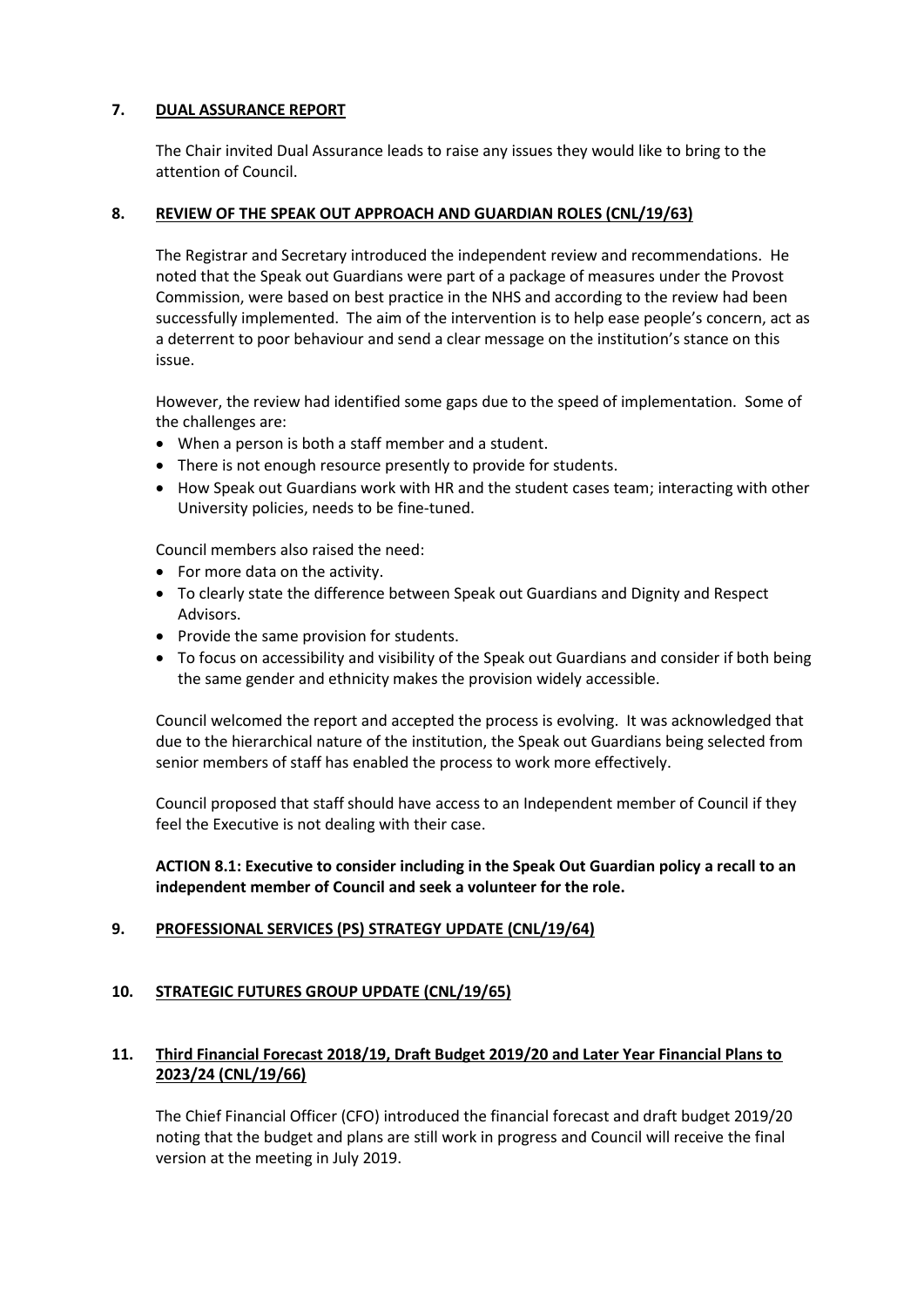## 7. DUAL ASSURANCE REPORT

The Chair invited Dual Assurance leads to raise any issues they would like to bring to the attention of Council.

## 8. REVIEW OF THE SPEAK OUT APPROACH AND GUARDIAN ROLES (CNL/19/63)

The Registrar and Secretary introduced the independent review and recommendations. He noted that the Speak out Guardians were part of a package of measures under the Provost Commission, were based on best practice in the NHS and according to the review had been successfully implemented. The aim of the intervention is to help ease people's concern, act as a deterrent to poor behaviour and send a clear message on the institution's stance on this issue.

However, the review had identified some gaps due to the speed of implementation. Some of the challenges are:

- When a person is both a staff member and a student.
- There is not enough resource presently to provide for students.
- How Speak out Guardians work with HR and the student cases team; interacting with other University policies, needs to be fine-tuned.

Council members also raised the need:

- For more data on the activity.
- To clearly state the difference between Speak out Guardians and Dignity and Respect Advisors.
- Provide the same provision for students.
- To focus on accessibility and visibility of the Speak out Guardians and consider if both being the same gender and ethnicity makes the provision widely accessible.

Council welcomed the report and accepted the process is evolving. It was acknowledged that due to the hierarchical nature of the institution, the Speak out Guardians being selected from senior members of staff has enabled the process to work more effectively.

Council proposed that staff should have access to an Independent member of Council if they feel the Executive is not dealing with their case.

**ACTION 8.1: Executive to consider including in the Speak Out Guardian policy a recall to an independent member of Council and seek a volunteer for the role.**

## 9. PROFESSIONAL SERVICES (PS) STRATEGY UPDATE (CNL/19/64)

## 10. STRATEGIC FUTURES GROUP UPDATE (CNL/19/65)

## 11. Third Financial Forecast 2018/19, Draft Budget 2019/20 and Later Year Financial Plans to 2023/24 (CNL/19/66)

The Chief Financial Officer (CFO) introduced the financial forecast and draft budget 2019/20 noting that the budget and plans are still work in progress and Council will receive the final version at the meeting in July 2019.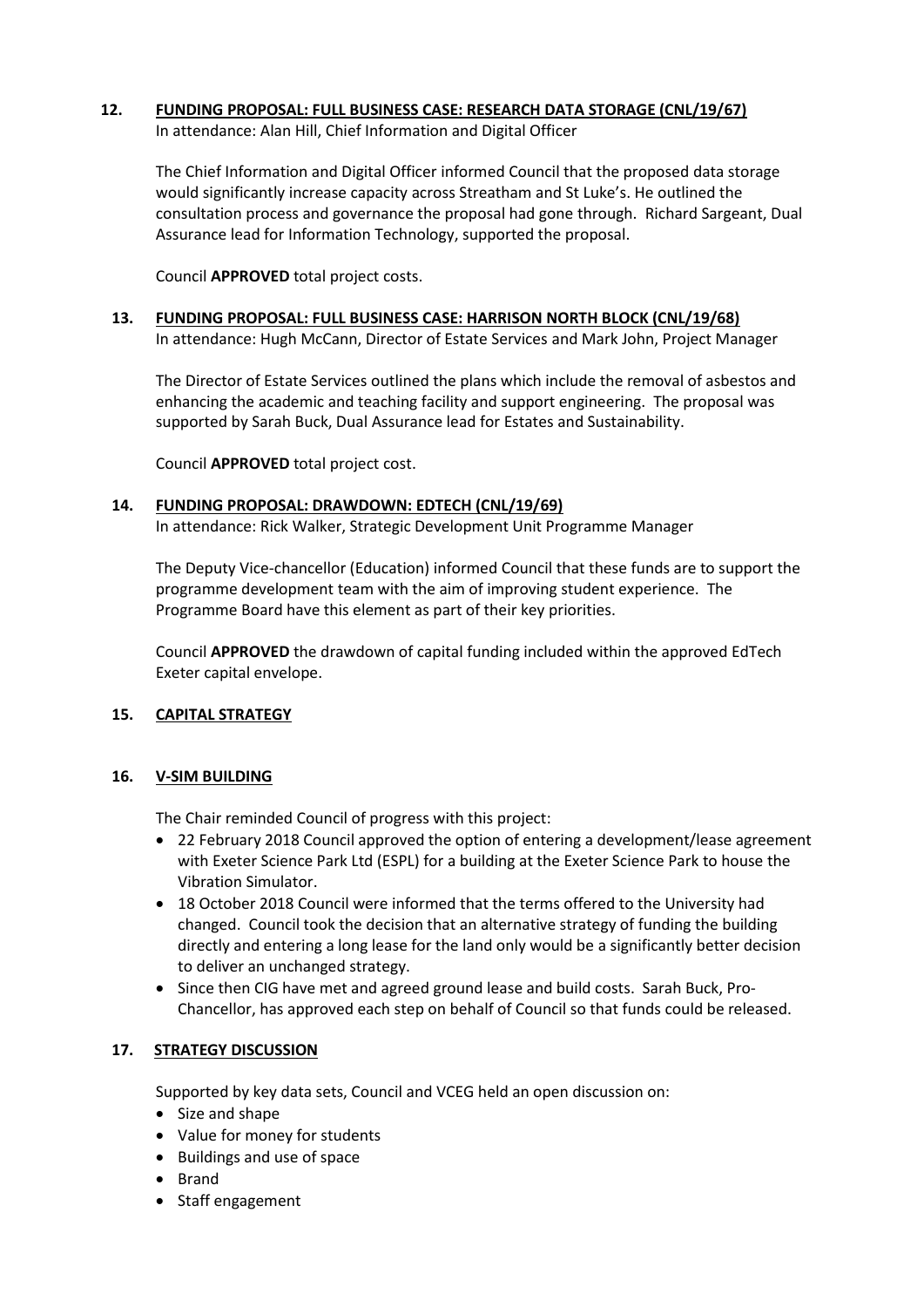## 12. FUNDING PROPOSAL: FULL BUSINESS CASE: RESEARCH DATA STORAGE (CNL/19/67)

In attendance: Alan Hill, Chief Information and Digital Officer

The Chief Information and Digital Officer informed Council that the proposed data storage would significantly increase capacity across Streatham and St Luke's. He outlined the consultation process and governance the proposal had gone through. Richard Sargeant, Dual Assurance lead for Information Technology, supported the proposal.

Council **APPROVED** total project costs.

## 13. FUNDING PROPOSAL: FULL BUSINESS CASE: HARRISON NORTH BLOCK (CNL/19/68)

In attendance: Hugh McCann, Director of Estate Services and Mark John, Project Manager

The Director of Estate Services outlined the plans which include the removal of asbestos and enhancing the academic and teaching facility and support engineering. The proposal was supported by Sarah Buck, Dual Assurance lead for Estates and Sustainability.

Council **APPROVED** total project cost.

## 14. FUNDING PROPOSAL: DRAWDOWN: EDTECH (CNL/19/69)

In attendance: Rick Walker, Strategic Development Unit Programme Manager

The Deputy Vice-chancellor (Education) informed Council that these funds are to support the programme development team with the aim of improving student experience. The Programme Board have this element as part of their key priorities.

Council **APPROVED** the drawdown of capital funding included within the approved EdTech Exeter capital envelope.

## 15. CAPITAL STRATEGY

## 16. V-SIM BUILDING

The Chair reminded Council of progress with this project:

- 22 February 2018 Council approved the option of entering a development/lease agreement with Exeter Science Park Ltd (ESPL) for a building at the Exeter Science Park to house the Vibration Simulator.
- 18 October 2018 Council were informed that the terms offered to the University had changed. Council took the decision that an alternative strategy of funding the building directly and entering a long lease for the land only would be a significantly better decision to deliver an unchanged strategy.
- Since then CIG have met and agreed ground lease and build costs. Sarah Buck, Pro-Chancellor, has approved each step on behalf of Council so that funds could be released.

## 17. STRATEGY DISCUSSION

Supported by key data sets, Council and VCEG held an open discussion on:

- Size and shape
- Value for money for students
- Buildings and use of space
- Brand
- Staff engagement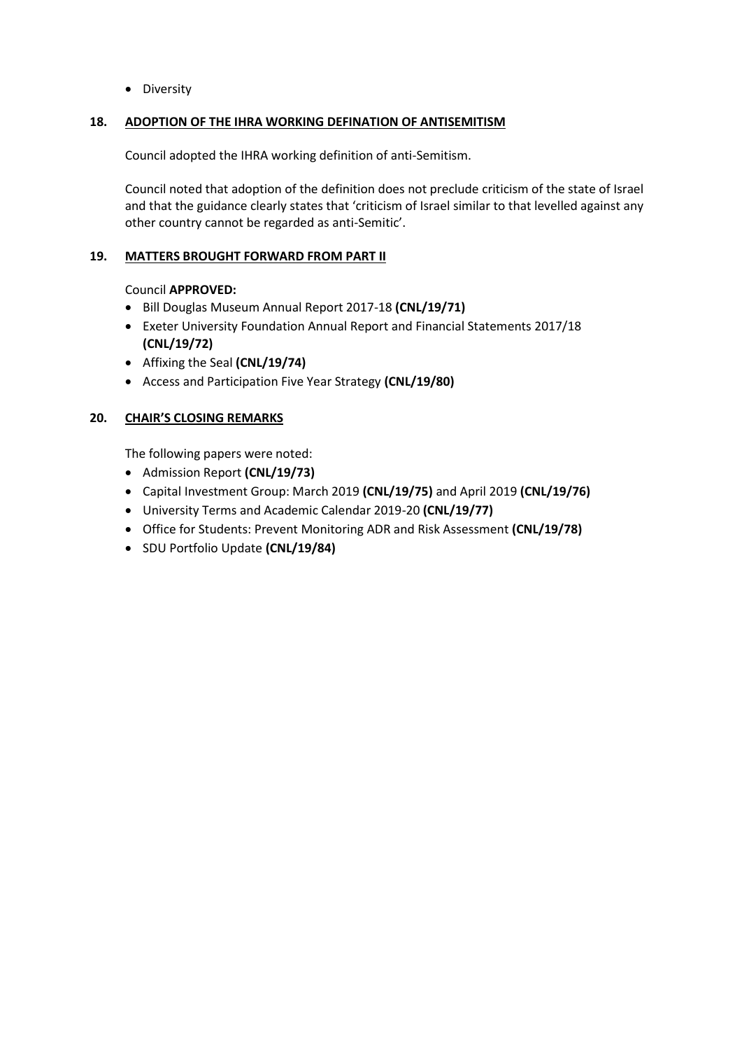- Diversity

## 18. ADOPTION OF THE IHRA WORKING DEFINATION OF ANTISEMITISM

Council adopted the IHRA working definition of anti-Semitism.

Council noted that adoption of the definition does not preclude criticism of the state of Israel and that the guidance clearly states that 'criticism of Israel similar to that levelled against any other country cannot be regarded as anti-Semitic'.

## 19. MATTERS BROUGHT FORWARD FROM PART II

Council **APPROVED:**

- Bill Douglas Museum Annual Report 2017-18 **(CNL/19/71)**
- Exeter University Foundation Annual Report and Financial Statements 2017/18 **(CNL/19/72)**
- Affixing the Seal **(CNL/19/74)**
- Access and Participation Five Year Strategy **(CNL/19/80)**

## 20. CHAIR'S CLOSING REMARKS

The following papers were noted:

- Admission Report **(CNL/19/73)**
- Capital Investment Group: March 2019 **(CNL/19/75)** and April 2019 **(CNL/19/76)**
- University Terms and Academic Calendar 2019-20 **(CNL/19/77)**
- Office for Students: Prevent Monitoring ADR and Risk Assessment **(CNL/19/78)**
- SDU Portfolio Update **(CNL/19/84)**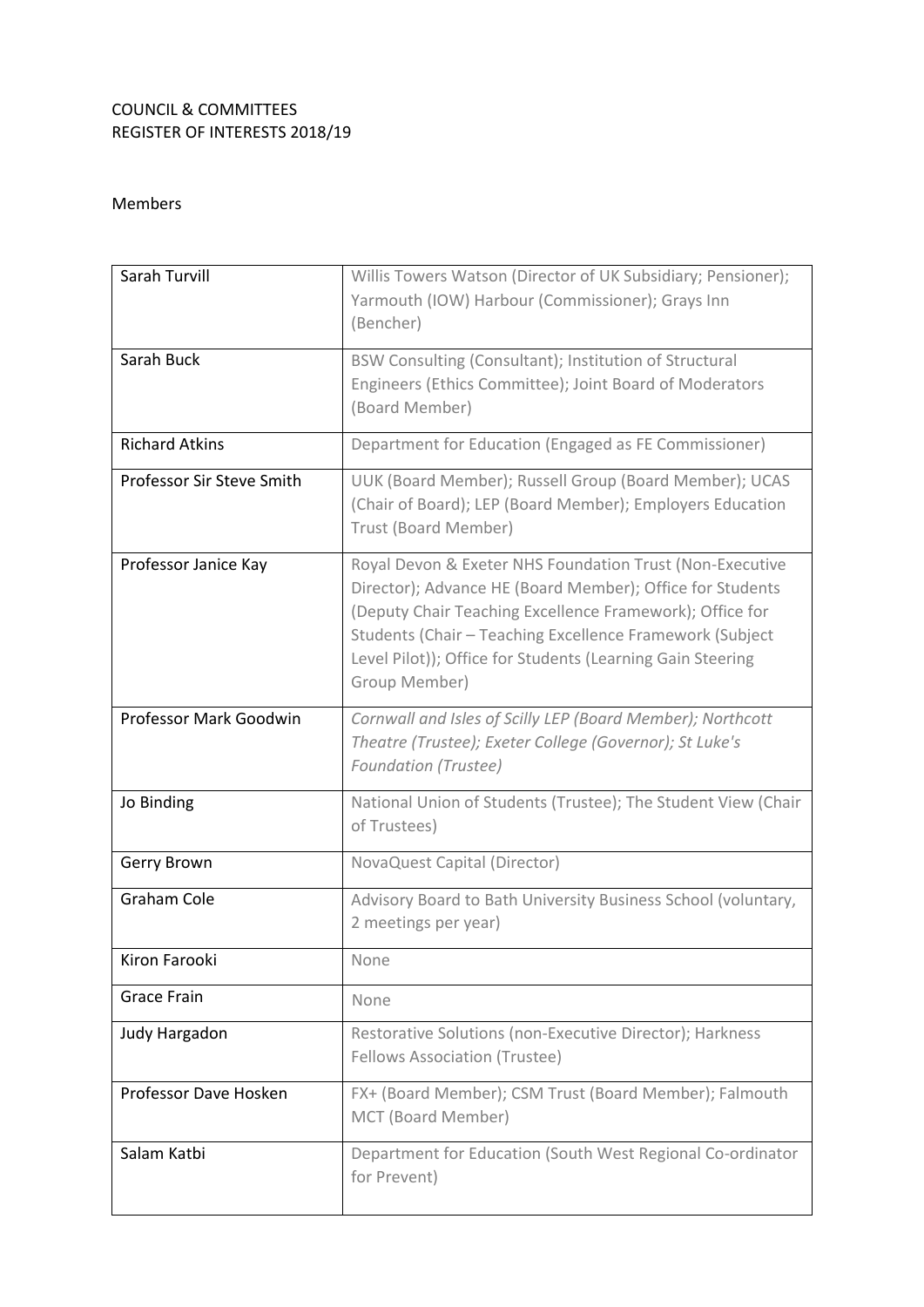COUNCIL & COMMITTEES
REGISTER OF INTERESTS 2018/19

Members

| | |
|---|---|
| Sarah Turvill | Willis Towers Watson (Director of UK Subsidiary; Pensioner); Yarmouth (IOW) Harbour (Commissioner); Grays Inn (Bencher) |
| Sarah Buck | BSW Consulting (Consultant); Institution of Structural Engineers (Ethics Committee); Joint Board of Moderators (Board Member) |
| Richard Atkins | Department for Education (Engaged as FE Commissioner) |
| Professor Sir Steve Smith | UUK (Board Member); Russell Group (Board Member); UCAS (Chair of Board); LEP (Board Member); Employers Education Trust (Board Member) |
| Professor Janice Kay | Royal Devon & Exeter NHS Foundation Trust (Non-Executive Director); Advance HE (Board Member); Office for Students (Deputy Chair Teaching Excellence Framework); Office for Students (Chair – Teaching Excellence Framework (Subject Level Pilot)); Office for Students (Learning Gain Steering Group Member) |
| Professor Mark Goodwin | *Cornwall and Isles of Scilly LEP (Board Member); Northcott Theatre (Trustee); Exeter College (Governor); St Luke's Foundation (Trustee)* |
| Jo Binding | National Union of Students (Trustee); The Student View (Chair of Trustees) |
| Gerry Brown | NovaQuest Capital (Director) |
| Graham Cole | Advisory Board to Bath University Business School (voluntary, 2 meetings per year) |
| Kiron Farooki | None |
| Grace Frain | None |
| Judy Hargadon | Restorative Solutions (non-Executive Director); Harkness Fellows Association (Trustee) |
| Professor Dave Hosken | FX+ (Board Member); CSM Trust (Board Member); Falmouth MCT (Board Member) |
| Salam Katbi | Department for Education (South West Regional Co-ordinator for Prevent) |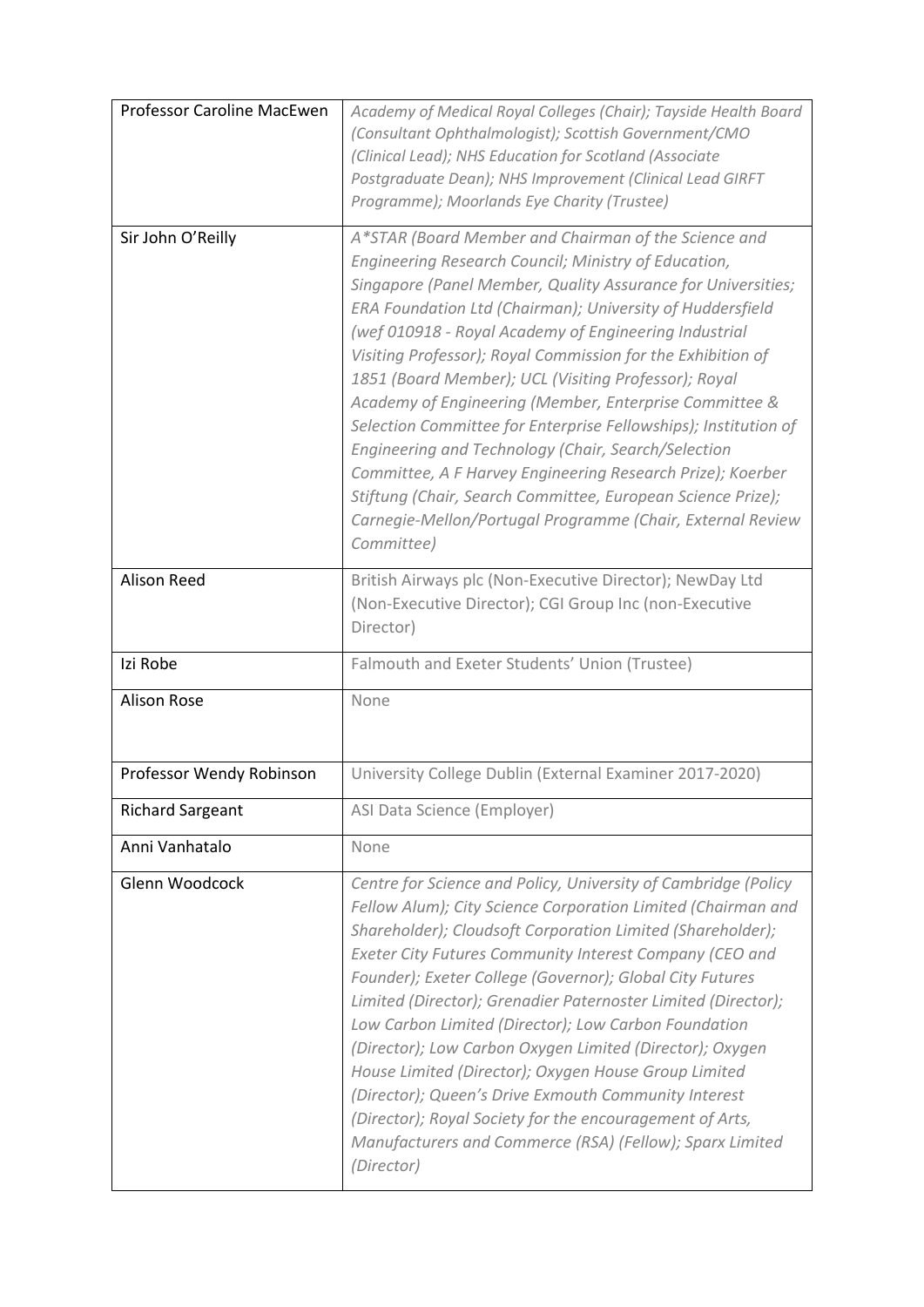| | |
|---|---|
| Professor Caroline MacEwen | *Academy of Medical Royal Colleges (Chair); Tayside Health Board (Consultant Ophthalmologist); Scottish Government/CMO (Clinical Lead); NHS Education for Scotland (Associate Postgraduate Dean); NHS Improvement (Clinical Lead GIRFT Programme); Moorlands Eye Charity (Trustee)* |
| Sir John O'Reilly | *A*STAR (Board Member and Chairman of the Science and Engineering Research Council; Ministry of Education, Singapore (Panel Member, Quality Assurance for Universities; ERA Foundation Ltd (Chairman); University of Huddersfield (wef 010918 - Royal Academy of Engineering Industrial Visiting Professor); Royal Commission for the Exhibition of 1851 (Board Member); UCL (Visiting Professor); Royal Academy of Engineering (Member, Enterprise Committee & Selection Committee for Enterprise Fellowships); Institution of Engineering and Technology (Chair, Search/Selection Committee, A F Harvey Engineering Research Prize); Koerber Stiftung (Chair, Search Committee, European Science Prize); Carnegie-Mellon/Portugal Programme (Chair, External Review Committee)* |
| Alison Reed | British Airways plc (Non-Executive Director); NewDay Ltd (Non-Executive Director); CGI Group Inc (non-Executive Director) |
| Izi Robe | Falmouth and Exeter Students' Union (Trustee) |
| Alison Rose | None |
| Professor Wendy Robinson | University College Dublin (External Examiner 2017-2020) |
| Richard Sargeant | ASI Data Science (Employer) |
| Anni Vanhatalo | None |
| Glenn Woodcock | *Centre for Science and Policy, University of Cambridge (Policy Fellow Alum); City Science Corporation Limited (Chairman and Shareholder); Cloudsoft Corporation Limited (Shareholder); Exeter City Futures Community Interest Company (CEO and Founder); Exeter College (Governor); Global City Futures Limited (Director); Grenadier Paternoster Limited (Director); Low Carbon Limited (Director); Low Carbon Foundation (Director); Low Carbon Oxygen Limited (Director); Oxygen House Limited (Director); Oxygen House Group Limited (Director); Queen's Drive Exmouth Community Interest (Director); Royal Society for the encouragement of Arts, Manufacturers and Commerce (RSA) (Fellow); Sparx Limited (Director)* |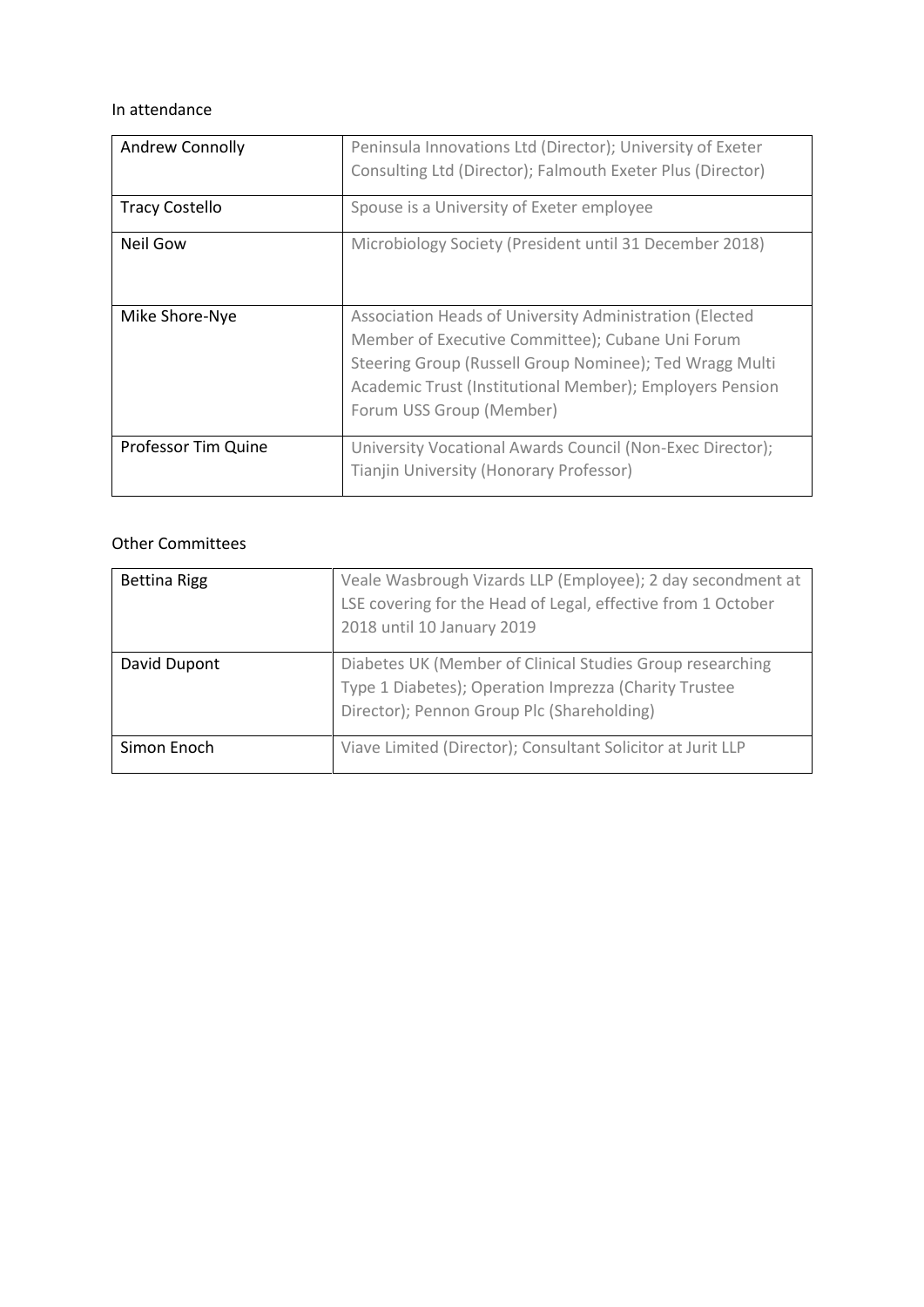In attendance

| | |
|---|---|
| Andrew Connolly | Peninsula Innovations Ltd (Director); University of Exeter Consulting Ltd (Director); Falmouth Exeter Plus (Director) |
| Tracy Costello | Spouse is a University of Exeter employee |
| Neil Gow | Microbiology Society (President until 31 December 2018) |
| Mike Shore-Nye | Association Heads of University Administration (Elected Member of Executive Committee); Cubane Uni Forum Steering Group (Russell Group Nominee); Ted Wragg Multi Academic Trust (Institutional Member); Employers Pension Forum USS Group (Member) |
| Professor Tim Quine | University Vocational Awards Council (Non-Exec Director); Tianjin University (Honorary Professor) |

Other Committees

| | |
|---|---|
| Bettina Rigg | Veale Wasbrough Vizards LLP (Employee); 2 day secondment at LSE covering for the Head of Legal, effective from 1 October 2018 until 10 January 2019 |
| David Dupont | Diabetes UK (Member of Clinical Studies Group researching Type 1 Diabetes); Operation Imprezza (Charity Trustee Director); Pennon Group Plc (Shareholding) |
| Simon Enoch | Viave Limited (Director); Consultant Solicitor at Jurit LLP |